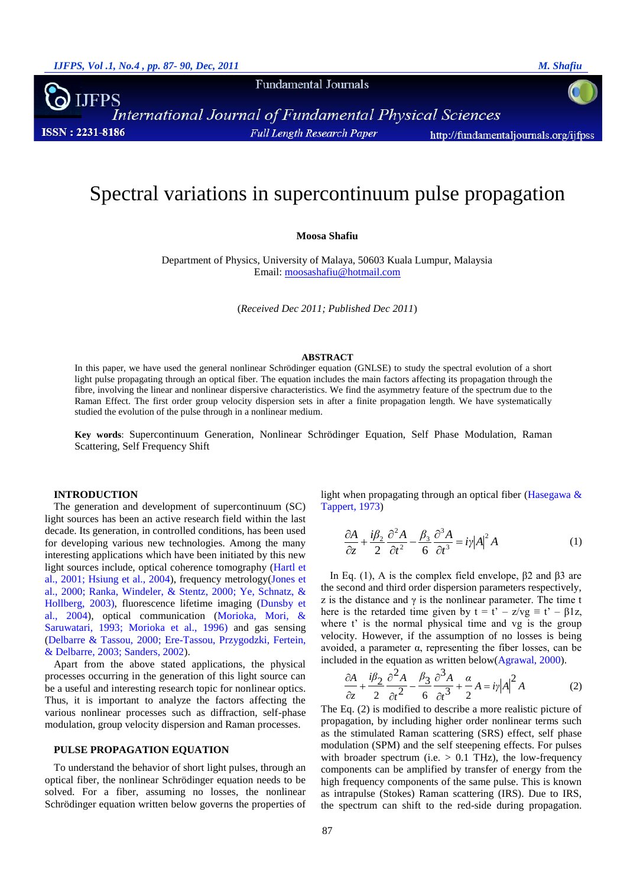# Spectral variations in supercontinuum pulse propagation

**Moosa Shafiu**

Department of Physics, University of Malaya, 50603 Kuala Lumpur, Malaysia
Email: moosashafiu@hotmail.com

(*Received Dec 2011; Published Dec 2011*)

## ABSTRACT

In this paper, we have used the general nonlinear Schrödinger equation (GNLSE) to study the spectral evolution of a short light pulse propagating through an optical fiber. The equation includes the main factors affecting its propagation through the fibre, involving the linear and nonlinear dispersive characteristics. We find the asymmetry feature of the spectrum due to the Raman Effect. The first order group velocity dispersion sets in after a finite propagation length. We have systematically studied the evolution of the pulse through in a nonlinear medium.

**Key words**: Supercontinuum Generation, Nonlinear Schrödinger Equation, Self Phase Modulation, Raman Scattering, Self Frequency Shift

## INTRODUCTION

The generation and development of supercontinuum (SC) light sources has been an active research field within the last decade. Its generation, in controlled conditions, has been used for developing various new technologies. Among the many interesting applications which have been initiated by this new light sources include, optical coherence tomography (Hartl et al., 2001; Hsiung et al., 2004), frequency metrology(Jones et al., 2000; Ranka, Windeler, & Stentz, 2000; Ye, Schnatz, & Hollberg, 2003), fluorescence lifetime imaging (Dunsby et al., 2004), optical communication (Morioka, Mori, & Saruwatari, 1993; Morioka et al., 1996) and gas sensing (Delbarre & Tassou, 2000; Ere-Tassou, Przygodzki, Fertein, & Delbarre, 2003; Sanders, 2002).

Apart from the above stated applications, the physical processes occurring in the generation of this light source can be a useful and interesting research topic for nonlinear optics. Thus, it is important to analyze the factors affecting the various nonlinear processes such as diffraction, self-phase modulation, group velocity dispersion and Raman processes.

## PULSE PROPAGATION EQUATION

To understand the behavior of short light pulses, through an optical fiber, the nonlinear Schrödinger equation needs to be solved. For a fiber, assuming no losses, the nonlinear Schrödinger equation written below governs the properties of light when propagating through an optical fiber (Hasegawa & Tappert, 1973)

$$\frac{\partial A}{\partial z} + \frac{i\beta_2}{2}\frac{\partial^2 A}{\partial t^2} - \frac{\beta_3}{6}\frac{\partial^3 A}{\partial t^3} = i\gamma|A|^2 A \qquad (1)$$

In Eq. (1), A is the complex field envelope, $\beta_2$ and $\beta_3$ are the second and third order dispersion parameters respectively, z is the distance and $\gamma$ is the nonlinear parameter. The time t here is the retarded time given by $t = t' - z/v_g \equiv t' - \beta_1 z$, where t' is the normal physical time and vg is the group velocity. However, if the assumption of no losses is being avoided, a parameter $\alpha$, representing the fiber losses, can be included in the equation as written below(Agrawal, 2000).

$$\frac{\partial A}{\partial z} + \frac{i\beta_2}{2}\frac{\partial^2 A}{\partial t^2} - \frac{\beta_3}{6}\frac{\partial^3 A}{\partial t^3} + \frac{\alpha}{2}A = i\gamma|A|^2 A \qquad (2)$$

The Eq. (2) is modified to describe a more realistic picture of propagation, by including higher order nonlinear terms such as the stimulated Raman scattering (SRS) effect, self phase modulation (SPM) and the self steepening effects. For pulses with broader spectrum (i.e. > 0.1 THz), the low-frequency components can be amplified by transfer of energy from the high frequency components of the same pulse. This is known as intrapulse (Stokes) Raman scattering (IRS). Due to IRS, the spectrum can shift to the red-side during propagation.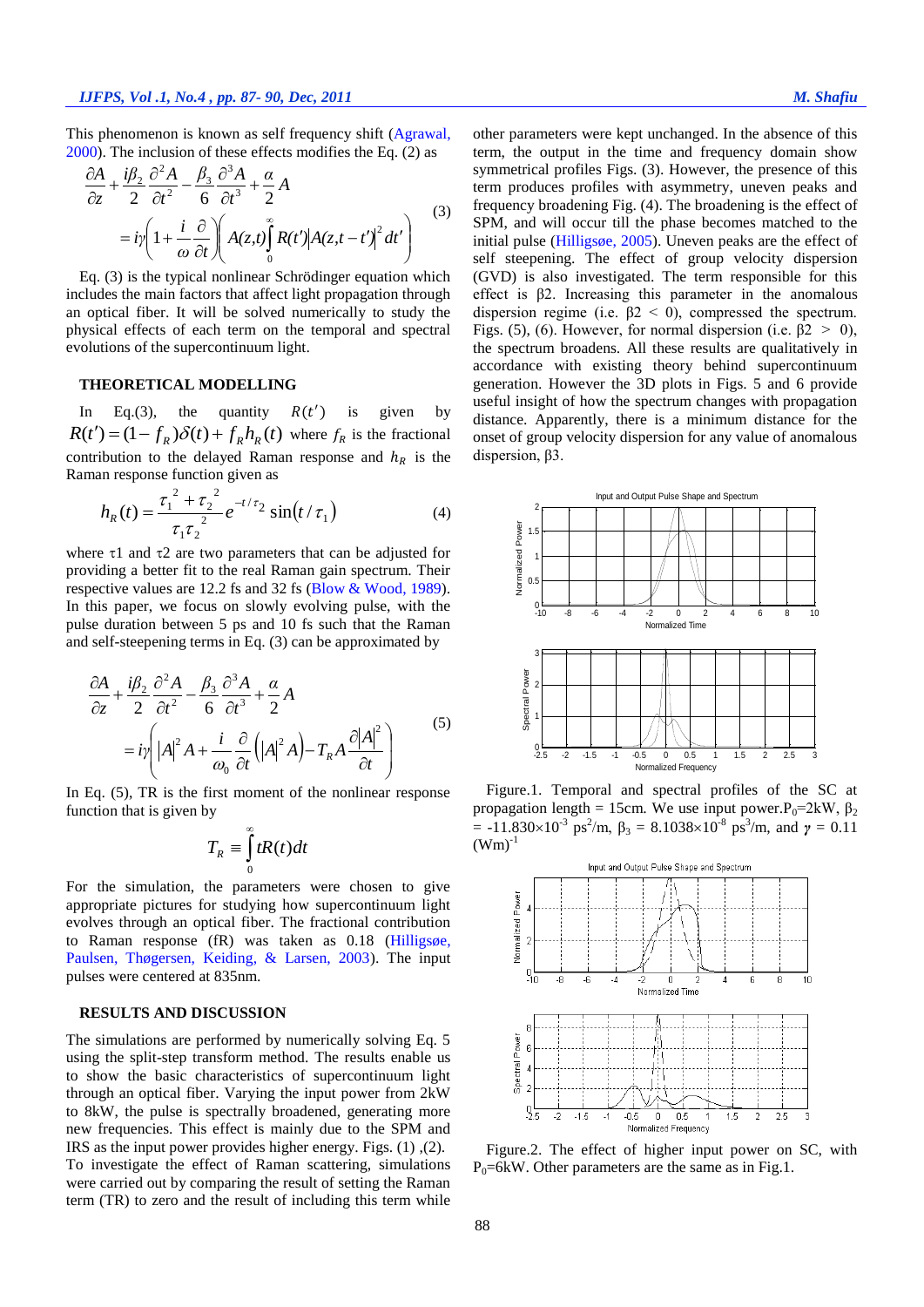This phenomenon is known as self frequency shift (Agrawal, 2000). The inclusion of these effects modifies the Eq. (2) as

$$\frac{\partial A}{\partial z}+\frac{i\beta_2}{2}\frac{\partial^2 A}{\partial t^2}-\frac{\beta_3}{6}\frac{\partial^3 A}{\partial t^3}+\frac{\alpha}{2}A = i\gamma\left(1+\frac{i}{\omega}\frac{\partial}{\partial t}\right)\left(A(z,t)\int_0^{\infty}R(t')\left|A(z,t-t')\right|^2 dt'\right) \tag{3}$$

Eq. (3) is the typical nonlinear Schrödinger equation which includes the main factors that affect light propagation through an optical fiber. It will be solved numerically to study the physical effects of each term on the temporal and spectral evolutions of the supercontinuum light.

## THEORETICAL MODELLING

In Eq.(3), the quantity $R(t')$ is given by $R(t')=(1-f_R)\delta(t)+f_R h_R(t)$ where $f_R$ is the fractional contribution to the delayed Raman response and $h_R$ is the Raman response function given as

$$h_R(t)=\frac{\tau_1^{\,2}+\tau_2^{\,2}}{\tau_1\tau_2^{\,2}}e^{-t/\tau_2}\sin(t/\tau_1) \tag{4}$$

where $\tau 1$ and $\tau 2$ are two parameters that can be adjusted for providing a better fit to the real Raman gain spectrum. Their respective values are 12.2 fs and 32 fs (Blow & Wood, 1989). In this paper, we focus on slowly evolving pulse, with the pulse duration between 5 ps and 10 fs such that the Raman and self-steepening terms in Eq. (3) can be approximated by

$$\frac{\partial A}{\partial z}+\frac{i\beta_2}{2}\frac{\partial^2 A}{\partial t^2}-\frac{\beta_3}{6}\frac{\partial^3 A}{\partial t^3}+\frac{\alpha}{2}A = i\gamma\left(|A|^2 A+\frac{i}{\omega_0}\frac{\partial}{\partial t}\left(|A|^2 A\right)-T_R A\frac{\partial |A|^2}{\partial t}\right) \tag{5}$$

In Eq. (5), TR is the first moment of the nonlinear response function that is given by

$$T_R \equiv \int_0^{\infty} tR(t)dt$$

For the simulation, the parameters were chosen to give appropriate pictures for studying how supercontinuum light evolves through an optical fiber. The fractional contribution to Raman response (fR) was taken as 0.18 (Hilligsøe, Paulsen, Thøgersen, Keiding, & Larsen, 2003). The input pulses were centered at 835nm.

## RESULTS AND DISCUSSION

The simulations are performed by numerically solving Eq. 5 using the split-step transform method. The results enable us to show the basic characteristics of supercontinuum light through an optical fiber. Varying the input power from 2kW to 8kW, the pulse is spectrally broadened, generating more new frequencies. This effect is mainly due to the SPM and IRS as the input power provides higher energy. Figs. (1) ,(2). To investigate the effect of Raman scattering, simulations were carried out by comparing the result of setting the Raman term (TR) to zero and the result of including this term while other parameters were kept unchanged. In the absence of this term, the output in the time and frequency domain show symmetrical profiles Figs. (3). However, the presence of this term produces profiles with asymmetry, uneven peaks and frequency broadening Fig. (4). The broadening is the effect of SPM, and will occur till the phase becomes matched to the initial pulse (Hilligsøe, 2005). Uneven peaks are the effect of self steepening. The effect of group velocity dispersion (GVD) is also investigated. The term responsible for this effect is β2. Increasing this parameter in the anomalous dispersion regime (i.e. β2 < 0), compressed the spectrum. Figs. (5), (6). However, for normal dispersion (i.e. β2 > 0), the spectrum broadens. All these results are qualitatively in accordance with existing theory behind supercontinuum generation. However the 3D plots in Figs. 5 and 6 provide useful insight of how the spectrum changes with propagation distance. Apparently, there is a minimum distance for the onset of group velocity dispersion for any value of anomalous dispersion, β3.

Figure.1. Temporal and spectral profiles of the SC at propagation length = 15cm. We use input power.$P_0$=2kW, $\beta_2$ = $-11.830\times10^{-3}$ ps$^2$/m, $\beta_3$ = $8.1038\times10^{-8}$ ps$^3$/m, and $\gamma$ = 0.11 (Wm)$^{-1}$

Figure.2. The effect of higher input power on SC, with $P_0$=6kW. Other parameters are the same as in Fig.1.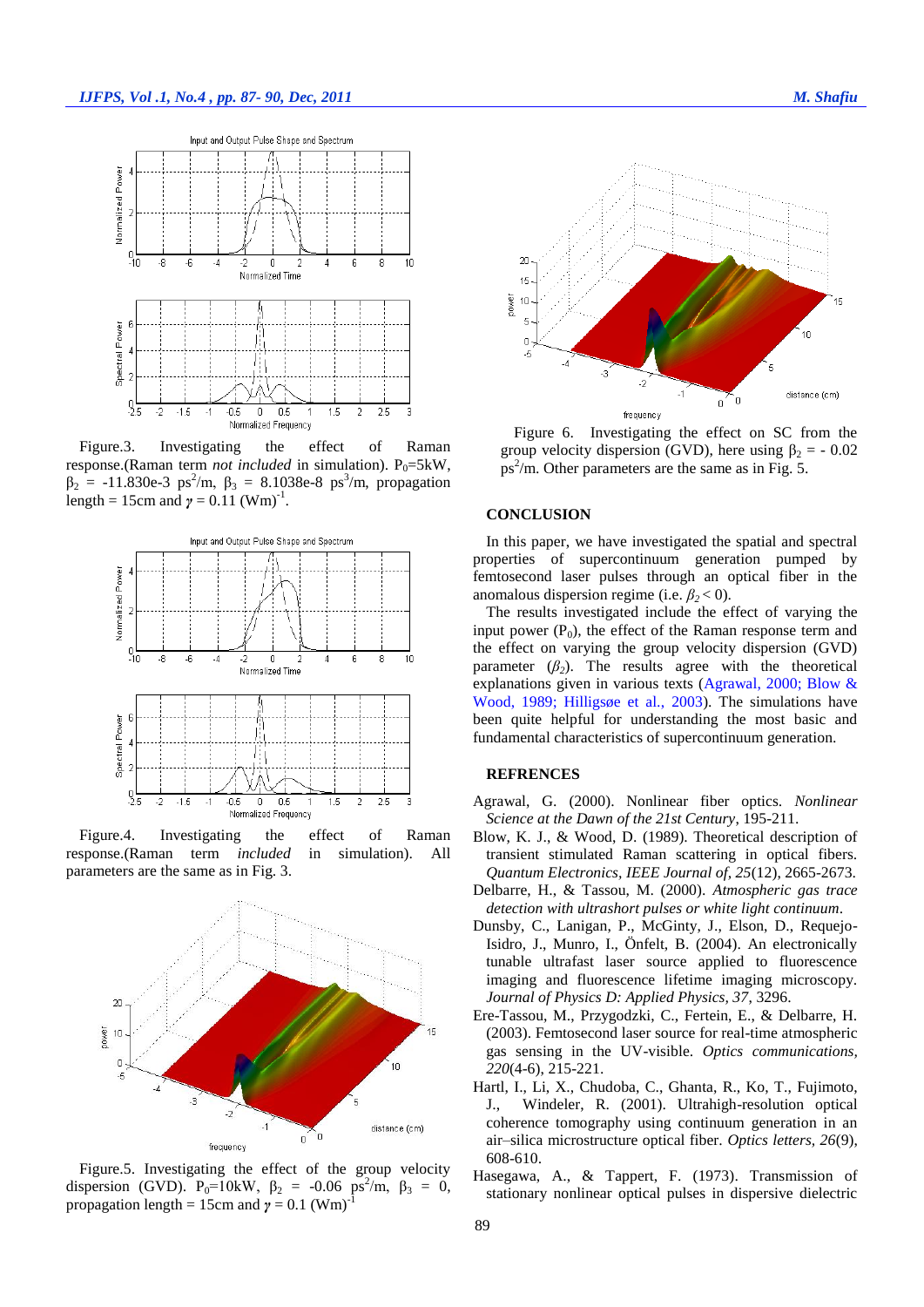Figure.3. Investigating the effect of Raman response.(Raman term *not included* in simulation). $P_0$=5kW, $\beta_2$ = -11.830e-3 ps$^2$/m, $\beta_3$ = 8.1038e-8 ps$^3$/m, propagation length = 15cm and $\gamma = 0.11$ (Wm)$^{-1}$.

Figure.4. Investigating the effect of Raman response.(Raman term *included* in simulation). All parameters are the same as in Fig. 3.

Figure.5. Investigating the effect of the group velocity dispersion (GVD). $P_0$=10kW, $\beta_2$ = -0.06 ps$^2$/m, $\beta_3$ = 0, propagation length = 15cm and $\gamma = 0.1$ (Wm)$^{-1}$

Figure 6. Investigating the effect on SC from the group velocity dispersion (GVD), here using $\beta_2$ = - 0.02 ps$^2$/m. Other parameters are the same as in Fig. 5.

## CONCLUSION

In this paper, we have investigated the spatial and spectral properties of supercontinuum generation pumped by femtosecond laser pulses through an optical fiber in the anomalous dispersion regime (i.e. $\beta_2 < 0$).

The results investigated include the effect of varying the input power ($P_0$), the effect of the Raman response term and the effect on varying the group velocity dispersion (GVD) parameter ($\beta_2$). The results agree with the theoretical explanations given in various texts (Agrawal, 2000; Blow & Wood, 1989; Hilligsøe et al., 2003). The simulations have been quite helpful for understanding the most basic and fundamental characteristics of supercontinuum generation.

## REFRENCES

Agrawal, G. (2000). Nonlinear fiber optics. *Nonlinear Science at the Dawn of the 21st Century*, 195-211.

Blow, K. J., & Wood, D. (1989). Theoretical description of transient stimulated Raman scattering in optical fibers. *Quantum Electronics, IEEE Journal of, 25*(12), 2665-2673.

Delbarre, H., & Tassou, M. (2000). *Atmospheric gas trace detection with ultrashort pulses or white light continuum*.

Dunsby, C., Lanigan, P., McGinty, J., Elson, D., Requejo-Isidro, J., Munro, I., Önfelt, B. (2004). An electronically tunable ultrafast laser source applied to fluorescence imaging and fluorescence lifetime imaging microscopy. *Journal of Physics D: Applied Physics, 37*, 3296.

Ere-Tassou, M., Przygodzki, C., Fertein, E., & Delbarre, H. (2003). Femtosecond laser source for real-time atmospheric gas sensing in the UV-visible. *Optics communications, 220*(4-6), 215-221.

Hartl, I., Li, X., Chudoba, C., Ghanta, R., Ko, T., Fujimoto, J., Windeler, R. (2001). Ultrahigh-resolution optical coherence tomography using continuum generation in an air–silica microstructure optical fiber. *Optics letters, 26*(9), 608-610.

Hasegawa, A., & Tappert, F. (1973). Transmission of stationary nonlinear optical pulses in dispersive dielectric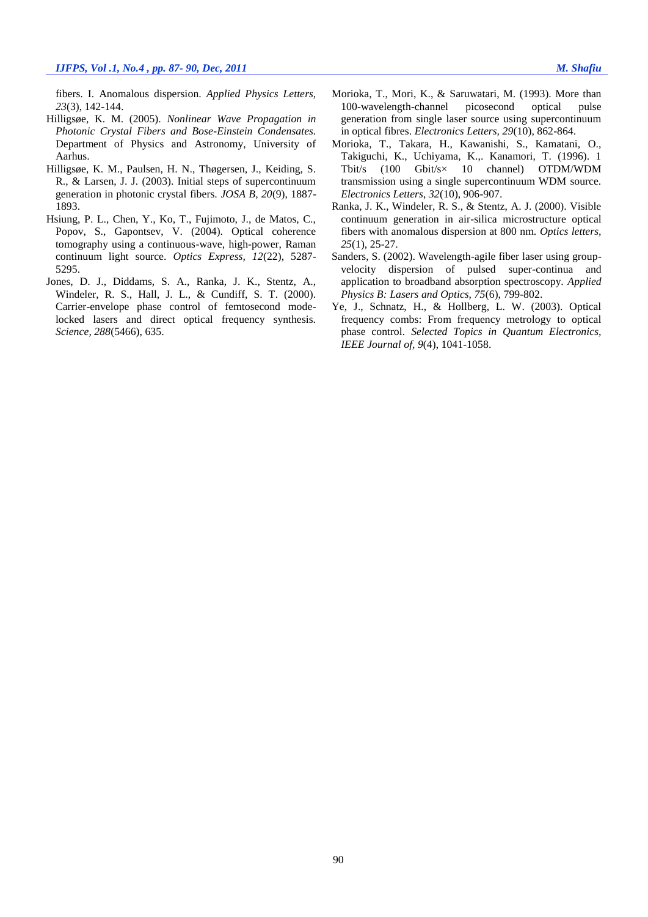fibers. I. Anomalous dispersion. *Applied Physics Letters, 23*(3), 142-144.

Hilligsøe, K. M. (2005). *Nonlinear Wave Propagation in Photonic Crystal Fibers and Bose-Einstein Condensates.* Department of Physics and Astronomy, University of Aarhus.

Hilligsøe, K. M., Paulsen, H. N., Thøgersen, J., Keiding, S. R., & Larsen, J. J. (2003). Initial steps of supercontinuum generation in photonic crystal fibers. *JOSA B, 20*(9), 1887-1893.

Hsiung, P. L., Chen, Y., Ko, T., Fujimoto, J., de Matos, C., Popov, S., Gapontsev, V. (2004). Optical coherence tomography using a continuous-wave, high-power, Raman continuum light source. *Optics Express, 12*(22), 5287-5295.

Jones, D. J., Diddams, S. A., Ranka, J. K., Stentz, A., Windeler, R. S., Hall, J. L., & Cundiff, S. T. (2000). Carrier-envelope phase control of femtosecond mode-locked lasers and direct optical frequency synthesis. *Science, 288*(5466), 635.

Morioka, T., Mori, K., & Saruwatari, M. (1993). More than 100-wavelength-channel picosecond optical pulse generation from single laser source using supercontinuum in optical fibres. *Electronics Letters, 29*(10), 862-864.

Morioka, T., Takara, H., Kawanishi, S., Kamatani, O., Takiguchi, K., Uchiyama, K.,. Kanamori, T. (1996). 1 Tbit/s (100 Gbit/s× 10 channel) OTDM/WDM transmission using a single supercontinuum WDM source. *Electronics Letters, 32*(10), 906-907.

Ranka, J. K., Windeler, R. S., & Stentz, A. J. (2000). Visible continuum generation in air-silica microstructure optical fibers with anomalous dispersion at 800 nm. *Optics letters, 25*(1), 25-27.

Sanders, S. (2002). Wavelength-agile fiber laser using group-velocity dispersion of pulsed super-continua and application to broadband absorption spectroscopy. *Applied Physics B: Lasers and Optics, 75*(6), 799-802.

Ye, J., Schnatz, H., & Hollberg, L. W. (2003). Optical frequency combs: From frequency metrology to optical phase control. *Selected Topics in Quantum Electronics, IEEE Journal of, 9*(4), 1041-1058.